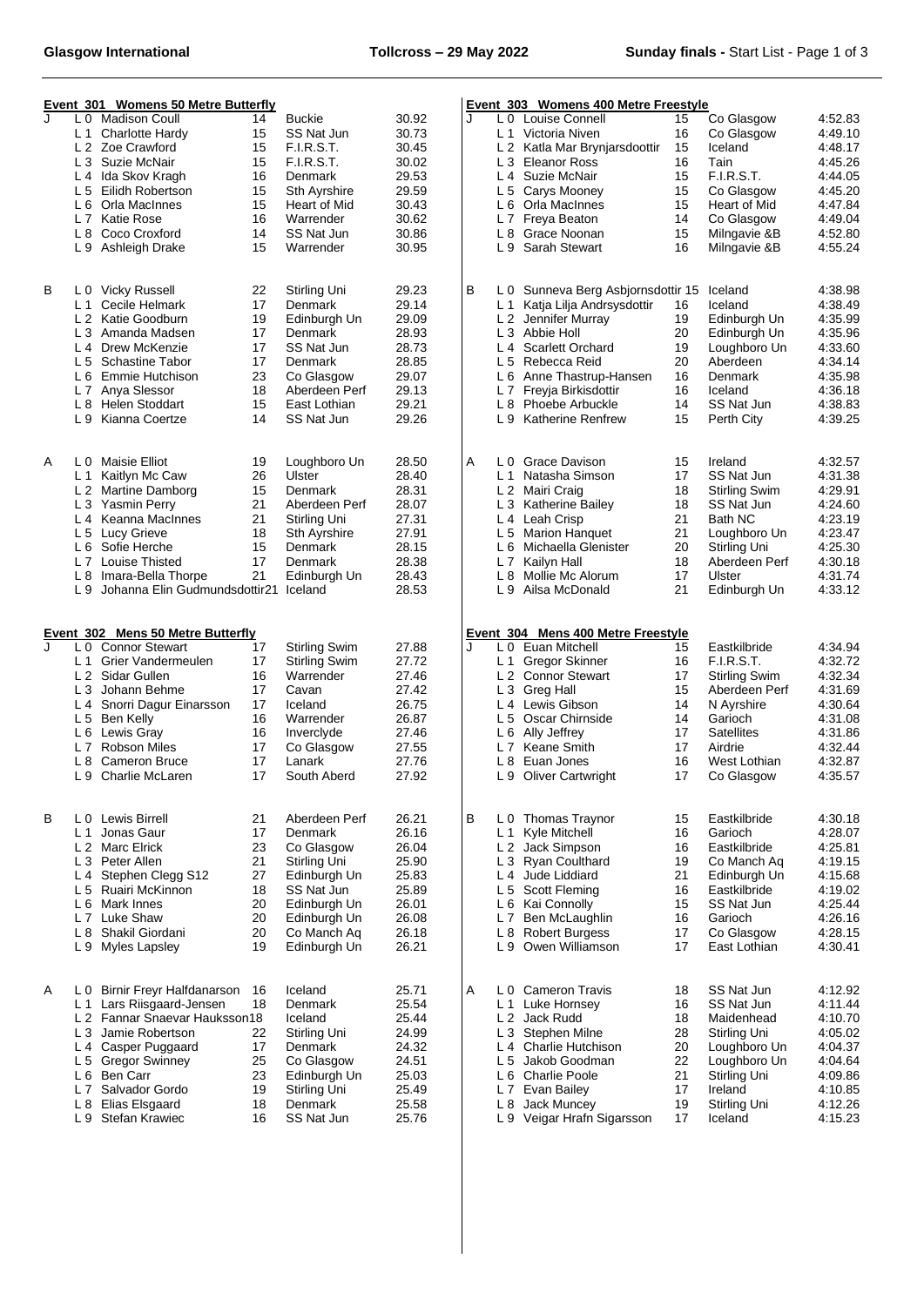## Event 301 Womens 50 Metre Butterfly

| Heat | Lane | Name | Age | Club | Time |
|---|---|---|---|---|---|
| J | L 0 | Madison Coull | 14 | Buckie | 30.92 |
| | L 1 | Charlotte Hardy | 15 | SS Nat Jun | 30.73 |
| | L 2 | Zoe Crawford | 15 | F.I.R.S.T. | 30.45 |
| | L 3 | Suzie McNair | 15 | F.I.R.S.T. | 30.02 |
| | L 4 | Ida Skov Kragh | 16 | Denmark | 29.53 |
| | L 5 | Eilidh Robertson | 15 | Sth Ayrshire | 29.59 |
| | L 6 | Orla MacInnes | 15 | Heart of Mid | 30.43 |
| | L 7 | Katie Rose | 16 | Warrender | 30.62 |
| | L 8 | Coco Croxford | 14 | SS Nat Jun | 30.86 |
| | L 9 | Ashleigh Drake | 15 | Warrender | 30.95 |
| B | L 0 | Vicky Russell | 22 | Stirling Uni | 29.23 |
| | L 1 | Cecile Helmark | 17 | Denmark | 29.14 |
| | L 2 | Katie Goodburn | 19 | Edinburgh Un | 29.09 |
| | L 3 | Amanda Madsen | 17 | Denmark | 28.93 |
| | L 4 | Drew McKenzie | 17 | SS Nat Jun | 28.73 |
| | L 5 | Schastine Tabor | 17 | Denmark | 28.85 |
| | L 6 | Emmie Hutchison | 23 | Co Glasgow | 29.07 |
| | L 7 | Anya Slessor | 18 | Aberdeen Perf | 29.13 |
| | L 8 | Helen Stoddart | 15 | East Lothian | 29.21 |
| | L 9 | Kianna Coertze | 14 | SS Nat Jun | 29.26 |
| A | L 0 | Maisie Elliot | 19 | Loughboro Un | 28.50 |
| | L 1 | Kaitlyn Mc Caw | 26 | Ulster | 28.40 |
| | L 2 | Martine Damborg | 15 | Denmark | 28.31 |
| | L 3 | Yasmin Perry | 21 | Aberdeen Perf | 28.07 |
| | L 4 | Keanna MacInnes | 21 | Stirling Uni | 27.31 |
| | L 5 | Lucy Grieve | 18 | Sth Ayrshire | 27.91 |
| | L 6 | Sofie Herche | 15 | Denmark | 28.15 |
| | L 7 | Louise Thisted | 17 | Denmark | 28.38 |
| | L 8 | Imara-Bella Thorpe | 21 | Edinburgh Un | 28.43 |
| | L 9 | Johanna Elin Gudmundsdottir | 21 | Iceland | 28.53 |

## Event 302 Mens 50 Metre Butterfly

| Heat | Lane | Name | Age | Club | Time |
|---|---|---|---|---|---|
| J | L 0 | Connor Stewart | 17 | Stirling Swim | 27.88 |
| | L 1 | Grier Vandermeulen | 17 | Stirling Swim | 27.72 |
| | L 2 | Sidar Gullen | 16 | Warrender | 27.46 |
| | L 3 | Johann Behme | 17 | Cavan | 27.42 |
| | L 4 | Snorri Dagur Einarsson | 17 | Iceland | 26.75 |
| | L 5 | Ben Kelly | 16 | Warrender | 26.87 |
| | L 6 | Lewis Gray | 16 | Inverclyde | 27.46 |
| | L 7 | Robson Miles | 17 | Co Glasgow | 27.55 |
| | L 8 | Cameron Bruce | 17 | Lanark | 27.76 |
| | L 9 | Charlie McLaren | 17 | South Aberd | 27.92 |
| B | L 0 | Lewis Birrell | 21 | Aberdeen Perf | 26.21 |
| | L 1 | Jonas Gaur | 17 | Denmark | 26.16 |
| | L 2 | Marc Elrick | 23 | Co Glasgow | 26.04 |
| | L 3 | Peter Allen | 21 | Stirling Uni | 25.90 |
| | L 4 | Stephen Clegg S12 | 27 | Edinburgh Un | 25.83 |
| | L 5 | Ruairi McKinnon | 18 | SS Nat Jun | 25.89 |
| | L 6 | Mark Innes | 20 | Edinburgh Un | 26.01 |
| | L 7 | Luke Shaw | 20 | Edinburgh Un | 26.08 |
| | L 8 | Shakil Giordani | 20 | Co Manch Aq | 26.18 |
| | L 9 | Myles Lapsley | 19 | Edinburgh Un | 26.21 |
| A | L 0 | Birnir Freyr Halfdanarson | 16 | Iceland | 25.71 |
| | L 1 | Lars Riisgaard-Jensen | 18 | Denmark | 25.54 |
| | L 2 | Fannar Snaevar Hauksson | 18 | Iceland | 25.44 |
| | L 3 | Jamie Robertson | 22 | Stirling Uni | 24.99 |
| | L 4 | Casper Puggaard | 17 | Denmark | 24.32 |
| | L 5 | Gregor Swinney | 25 | Co Glasgow | 24.51 |
| | L 6 | Ben Carr | 23 | Edinburgh Un | 25.03 |
| | L 7 | Salvador Gordo | 19 | Stirling Uni | 25.49 |
| | L 8 | Elias Elsgaard | 18 | Denmark | 25.58 |
| | L 9 | Stefan Krawiec | 16 | SS Nat Jun | 25.76 |

## Event 303 Womens 400 Metre Freestyle

| Heat | Lane | Name | Age | Club | Time |
|---|---|---|---|---|---|
| J | L 0 | Louise Connell | 15 | Co Glasgow | 4:52.83 |
| | L 1 | Victoria Niven | 16 | Co Glasgow | 4:49.10 |
| | L 2 | Katla Mar Brynjarsdoottir | 15 | Iceland | 4:48.17 |
| | L 3 | Eleanor Ross | 16 | Tain | 4:45.26 |
| | L 4 | Suzie McNair | 15 | F.I.R.S.T. | 4:44.05 |
| | L 5 | Carys Mooney | 15 | Co Glasgow | 4:45.20 |
| | L 6 | Orla MacInnes | 15 | Heart of Mid | 4:47.84 |
| | L 7 | Freya Beaton | 14 | Co Glasgow | 4:49.04 |
| | L 8 | Grace Noonan | 15 | Milngavie &B | 4:52.80 |
| | L 9 | Sarah Stewart | 16 | Milngavie &B | 4:55.24 |
| B | L 0 | Sunneva Berg Asbjornsdottir | 15 | Iceland | 4:38.98 |
| | L 1 | Katja Lilja Andrsysdottir | 16 | Iceland | 4:38.49 |
| | L 2 | Jennifer Murray | 19 | Edinburgh Un | 4:35.99 |
| | L 3 | Abbie Holl | 20 | Edinburgh Un | 4:35.96 |
| | L 4 | Scarlett Orchard | 19 | Loughboro Un | 4:33.60 |
| | L 5 | Rebecca Reid | 20 | Aberdeen | 4:34.14 |
| | L 6 | Anne Thastrup-Hansen | 16 | Denmark | 4:35.98 |
| | L 7 | Freyja Birkisdottir | 16 | Iceland | 4:36.18 |
| | L 8 | Phoebe Arbuckle | 14 | SS Nat Jun | 4:38.83 |
| | L 9 | Katherine Renfrew | 15 | Perth City | 4:39.25 |
| A | L 0 | Grace Davison | 15 | Ireland | 4:32.57 |
| | L 1 | Natasha Simson | 17 | SS Nat Jun | 4:31.38 |
| | L 2 | Mairi Craig | 18 | Stirling Swim | 4:29.91 |
| | L 3 | Katherine Bailey | 18 | SS Nat Jun | 4:24.60 |
| | L 4 | Leah Crisp | 21 | Bath NC | 4:23.19 |
| | L 5 | Marion Hanquet | 21 | Loughboro Un | 4:23.47 |
| | L 6 | Michaella Glenister | 20 | Stirling Uni | 4:25.30 |
| | L 7 | Kailyn Hall | 18 | Aberdeen Perf | 4:30.18 |
| | L 8 | Mollie Mc Alorum | 17 | Ulster | 4:31.74 |
| | L 9 | Ailsa McDonald | 21 | Edinburgh Un | 4:33.12 |

## Event 304 Mens 400 Metre Freestyle

| Heat | Lane | Name | Age | Club | Time |
|---|---|---|---|---|---|
| J | L 0 | Euan Mitchell | 15 | Eastkilbride | 4:34.94 |
| | L 1 | Gregor Skinner | 16 | F.I.R.S.T. | 4:32.72 |
| | L 2 | Connor Stewart | 17 | Stirling Swim | 4:32.34 |
| | L 3 | Greg Hall | 15 | Aberdeen Perf | 4:31.69 |
| | L 4 | Lewis Gibson | 14 | N Ayrshire | 4:30.64 |
| | L 5 | Oscar Chirnside | 14 | Garioch | 4:31.08 |
| | L 6 | Ally Jeffrey | 17 | Satellites | 4:31.86 |
| | L 7 | Keane Smith | 17 | Airdrie | 4:32.44 |
| | L 8 | Euan Jones | 16 | West Lothian | 4:32.87 |
| | L 9 | Oliver Cartwright | 17 | Co Glasgow | 4:35.57 |
| B | L 0 | Thomas Traynor | 15 | Eastkilbride | 4:30.18 |
| | L 1 | Kyle Mitchell | 16 | Garioch | 4:28.07 |
| | L 2 | Jack Simpson | 16 | Eastkilbride | 4:25.81 |
| | L 3 | Ryan Coulthard | 19 | Co Manch Aq | 4:19.15 |
| | L 4 | Jude Liddiard | 21 | Edinburgh Un | 4:15.68 |
| | L 5 | Scott Fleming | 16 | Eastkilbride | 4:19.02 |
| | L 6 | Kai Connolly | 15 | SS Nat Jun | 4:25.44 |
| | L 7 | Ben McLaughlin | 16 | Garioch | 4:26.16 |
| | L 8 | Robert Burgess | 17 | Co Glasgow | 4:28.15 |
| | L 9 | Owen Williamson | 17 | East Lothian | 4:30.41 |
| A | L 0 | Cameron Travis | 18 | SS Nat Jun | 4:12.92 |
| | L 1 | Luke Hornsey | 16 | SS Nat Jun | 4:11.44 |
| | L 2 | Jack Rudd | 18 | Maidenhead | 4:10.70 |
| | L 3 | Stephen Milne | 28 | Stirling Uni | 4:05.02 |
| | L 4 | Charlie Hutchison | 20 | Loughboro Un | 4:04.37 |
| | L 5 | Jakob Goodman | 22 | Loughboro Un | 4:04.64 |
| | L 6 | Charlie Poole | 21 | Stirling Uni | 4:09.86 |
| | L 7 | Evan Bailey | 17 | Ireland | 4:10.85 |
| | L 8 | Jack Muncey | 19 | Stirling Uni | 4:12.26 |
| | L 9 | Veigar Hrafn Sigarsson | 17 | Iceland | 4:15.23 |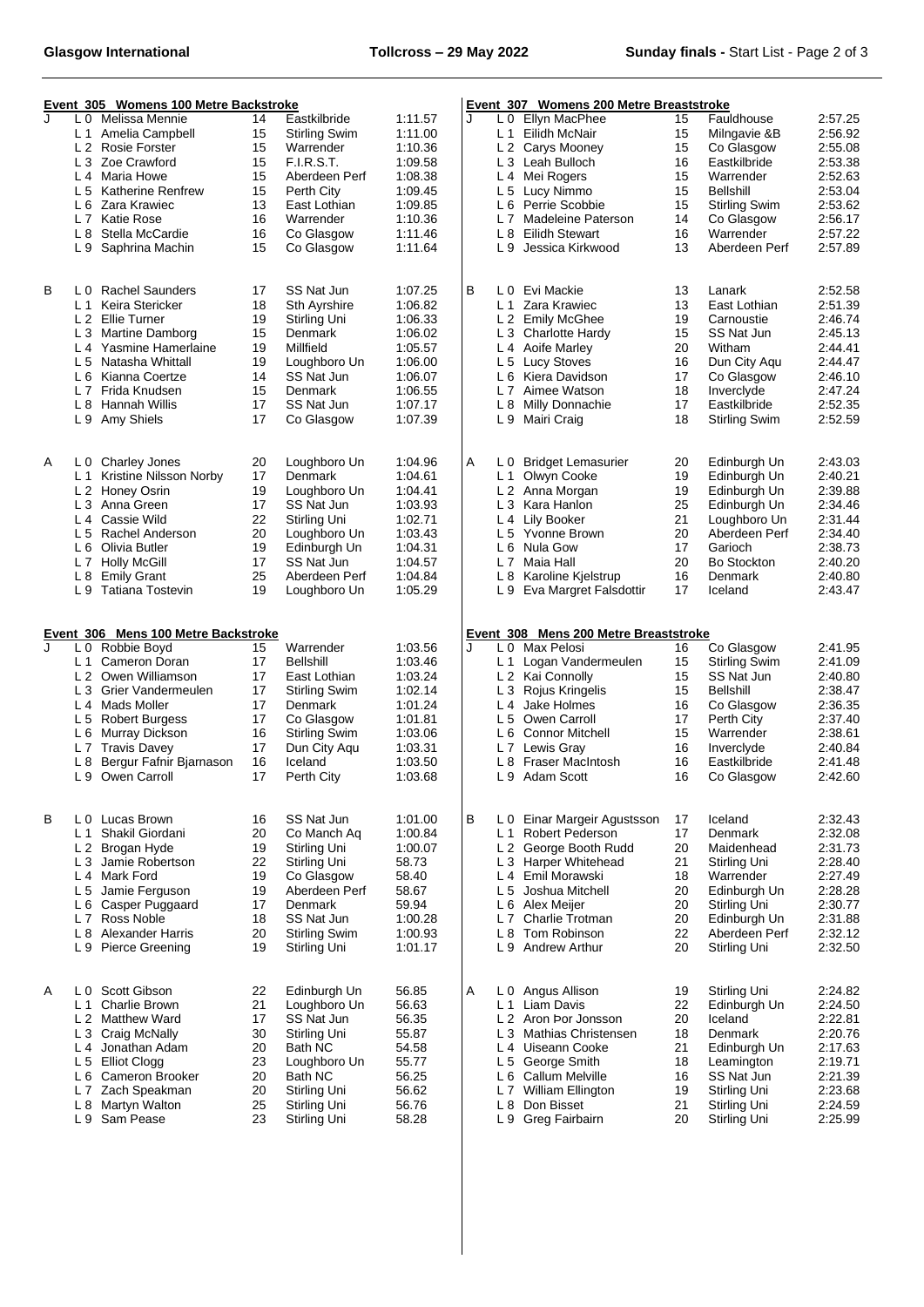## Event 305 Womens 100 Metre Backstroke

| Heat | Lane | Name | Age | Club | Time |
|---|---|---|---|---|---|
| J | L 0 | Melissa Mennie | 14 | Eastkilbride | 1:11.57 |
| | L 1 | Amelia Campbell | 15 | Stirling Swim | 1:11.00 |
| | L 2 | Rosie Forster | 15 | Warrender | 1:10.36 |
| | L 3 | Zoe Crawford | 15 | F.I.R.S.T. | 1:09.58 |
| | L 4 | Maria Howe | 15 | Aberdeen Perf | 1:08.38 |
| | L 5 | Katherine Renfrew | 15 | Perth City | 1:09.45 |
| | L 6 | Zara Krawiec | 13 | East Lothian | 1:09.85 |
| | L 7 | Katie Rose | 16 | Warrender | 1:10.36 |
| | L 8 | Stella McCardie | 16 | Co Glasgow | 1:11.46 |
| | L 9 | Saphrina Machin | 15 | Co Glasgow | 1:11.64 |
| B | L 0 | Rachel Saunders | 17 | SS Nat Jun | 1:07.25 |
| | L 1 | Keira Stericker | 18 | Sth Ayrshire | 1:06.82 |
| | L 2 | Ellie Turner | 19 | Stirling Uni | 1:06.33 |
| | L 3 | Martine Damborg | 15 | Denmark | 1:06.02 |
| | L 4 | Yasmine Hamerlaine | 19 | Millfield | 1:05.57 |
| | L 5 | Natasha Whittall | 19 | Loughboro Un | 1:06.00 |
| | L 6 | Kianna Coertze | 14 | SS Nat Jun | 1:06.07 |
| | L 7 | Frida Knudsen | 15 | Denmark | 1:06.55 |
| | L 8 | Hannah Willis | 17 | SS Nat Jun | 1:07.17 |
| | L 9 | Amy Shiels | 17 | Co Glasgow | 1:07.39 |
| A | L 0 | Charley Jones | 20 | Loughboro Un | 1:04.96 |
| | L 1 | Kristine Nilsson Norby | 17 | Denmark | 1:04.61 |
| | L 2 | Honey Osrin | 19 | Loughboro Un | 1:04.41 |
| | L 3 | Anna Green | 17 | SS Nat Jun | 1:03.93 |
| | L 4 | Cassie Wild | 22 | Stirling Uni | 1:02.71 |
| | L 5 | Rachel Anderson | 20 | Loughboro Un | 1:03.43 |
| | L 6 | Olivia Butler | 19 | Edinburgh Un | 1:04.31 |
| | L 7 | Holly McGill | 17 | SS Nat Jun | 1:04.57 |
| | L 8 | Emily Grant | 25 | Aberdeen Perf | 1:04.84 |
| | L 9 | Tatiana Tostevin | 19 | Loughboro Un | 1:05.29 |

## Event 306 Mens 100 Metre Backstroke

| Heat | Lane | Name | Age | Club | Time |
|---|---|---|---|---|---|
| J | L 0 | Robbie Boyd | 15 | Warrender | 1:03.56 |
| | L 1 | Cameron Doran | 17 | Bellshill | 1:03.46 |
| | L 2 | Owen Williamson | 17 | East Lothian | 1:03.24 |
| | L 3 | Grier Vandermeulen | 17 | Stirling Swim | 1:02.14 |
| | L 4 | Mads Moller | 17 | Denmark | 1:01.24 |
| | L 5 | Robert Burgess | 17 | Co Glasgow | 1:01.81 |
| | L 6 | Murray Dickson | 16 | Stirling Swim | 1:03.06 |
| | L 7 | Travis Davey | 17 | Dun City Aqu | 1:03.31 |
| | L 8 | Bergur Fafnir Bjarnason | 16 | Iceland | 1:03.50 |
| | L 9 | Owen Carroll | 17 | Perth City | 1:03.68 |
| B | L 0 | Lucas Brown | 16 | SS Nat Jun | 1:01.00 |
| | L 1 | Shakil Giordani | 20 | Co Manch Aq | 1:00.84 |
| | L 2 | Brogan Hyde | 19 | Stirling Uni | 1:00.07 |
| | L 3 | Jamie Robertson | 22 | Stirling Uni | 58.73 |
| | L 4 | Mark Ford | 19 | Co Glasgow | 58.40 |
| | L 5 | Jamie Ferguson | 19 | Aberdeen Perf | 58.67 |
| | L 6 | Casper Puggaard | 17 | Denmark | 59.94 |
| | L 7 | Ross Noble | 18 | SS Nat Jun | 1:00.28 |
| | L 8 | Alexander Harris | 20 | Stirling Swim | 1:00.93 |
| | L 9 | Pierce Greening | 19 | Stirling Uni | 1:01.17 |
| A | L 0 | Scott Gibson | 22 | Edinburgh Un | 56.85 |
| | L 1 | Charlie Brown | 21 | Loughboro Un | 56.63 |
| | L 2 | Matthew Ward | 17 | SS Nat Jun | 56.35 |
| | L 3 | Craig McNally | 30 | Stirling Uni | 55.87 |
| | L 4 | Jonathan Adam | 20 | Bath NC | 54.58 |
| | L 5 | Elliot Clogg | 23 | Loughboro Un | 55.77 |
| | L 6 | Cameron Brooker | 20 | Bath NC | 56.25 |
| | L 7 | Zach Speakman | 20 | Stirling Uni | 56.62 |
| | L 8 | Martyn Walton | 25 | Stirling Uni | 56.76 |
| | L 9 | Sam Pease | 23 | Stirling Uni | 58.28 |

## Event 307 Womens 200 Metre Breaststroke

| Heat | Lane | Name | Age | Club | Time |
|---|---|---|---|---|---|
| J | L 0 | Ellyn MacPhee | 15 | Fauldhouse | 2:57.25 |
| | L 1 | Eilidh McNair | 15 | Milngavie &B | 2:56.92 |
| | L 2 | Carys Mooney | 15 | Co Glasgow | 2:55.08 |
| | L 3 | Leah Bulloch | 16 | Eastkilbride | 2:53.38 |
| | L 4 | Mei Rogers | 15 | Warrender | 2:52.63 |
| | L 5 | Lucy Nimmo | 15 | Bellshill | 2:53.04 |
| | L 6 | Perrie Scobbie | 15 | Stirling Swim | 2:53.62 |
| | L 7 | Madeleine Paterson | 14 | Co Glasgow | 2:56.17 |
| | L 8 | Eilidh Stewart | 16 | Warrender | 2:57.22 |
| | L 9 | Jessica Kirkwood | 13 | Aberdeen Perf | 2:57.89 |
| B | L 0 | Evi Mackie | 13 | Lanark | 2:52.58 |
| | L 1 | Zara Krawiec | 13 | East Lothian | 2:51.39 |
| | L 2 | Emily McGhee | 19 | Carnoustie | 2:46.74 |
| | L 3 | Charlotte Hardy | 15 | SS Nat Jun | 2:45.13 |
| | L 4 | Aoife Marley | 20 | Witham | 2:44.41 |
| | L 5 | Lucy Stoves | 16 | Dun City Aqu | 2:44.47 |
| | L 6 | Kiera Davidson | 17 | Co Glasgow | 2:46.10 |
| | L 7 | Aimee Watson | 18 | Inverclyde | 2:47.24 |
| | L 8 | Milly Donnachie | 17 | Eastkilbride | 2:52.35 |
| | L 9 | Mairi Craig | 18 | Stirling Swim | 2:52.59 |
| A | L 0 | Bridget Lemasurier | 20 | Edinburgh Un | 2:43.03 |
| | L 1 | Olwyn Cooke | 19 | Edinburgh Un | 2:40.21 |
| | L 2 | Anna Morgan | 19 | Edinburgh Un | 2:39.88 |
| | L 3 | Kara Hanlon | 25 | Edinburgh Un | 2:34.46 |
| | L 4 | Lily Booker | 21 | Loughboro Un | 2:31.44 |
| | L 5 | Yvonne Brown | 20 | Aberdeen Perf | 2:34.40 |
| | L 6 | Nula Gow | 17 | Garioch | 2:38.73 |
| | L 7 | Maia Hall | 20 | Bo Stockton | 2:40.20 |
| | L 8 | Karoline Kjelstrup | 16 | Denmark | 2:40.80 |
| | L 9 | Eva Margret Falsdottir | 17 | Iceland | 2:43.47 |

## Event 308 Mens 200 Metre Breaststroke

| Heat | Lane | Name | Age | Club | Time |
|---|---|---|---|---|---|
| J | L 0 | Max Pelosi | 16 | Co Glasgow | 2:41.95 |
| | L 1 | Logan Vandermeulen | 15 | Stirling Swim | 2:41.09 |
| | L 2 | Kai Connolly | 15 | SS Nat Jun | 2:40.80 |
| | L 3 | Rojus Kringelis | 15 | Bellshill | 2:38.47 |
| | L 4 | Jake Holmes | 16 | Co Glasgow | 2:36.35 |
| | L 5 | Owen Carroll | 17 | Perth City | 2:37.40 |
| | L 6 | Connor Mitchell | 15 | Warrender | 2:38.61 |
| | L 7 | Lewis Gray | 16 | Inverclyde | 2:40.84 |
| | L 8 | Fraser MacIntosh | 16 | Eastkilbride | 2:41.48 |
| | L 9 | Adam Scott | 16 | Co Glasgow | 2:42.60 |
| B | L 0 | Einar Margeir Agustsson | 17 | Iceland | 2:32.43 |
| | L 1 | Robert Pederson | 17 | Denmark | 2:32.08 |
| | L 2 | George Booth Rudd | 20 | Maidenhead | 2:31.73 |
| | L 3 | Harper Whitehead | 21 | Stirling Uni | 2:28.40 |
| | L 4 | Emil Morawski | 18 | Warrender | 2:27.49 |
| | L 5 | Joshua Mitchell | 20 | Edinburgh Un | 2:28.28 |
| | L 6 | Alex Meijer | 20 | Stirling Uni | 2:30.77 |
| | L 7 | Charlie Trotman | 20 | Edinburgh Un | 2:31.88 |
| | L 8 | Tom Robinson | 22 | Aberdeen Perf | 2:32.12 |
| | L 9 | Andrew Arthur | 20 | Stirling Uni | 2:32.50 |
| A | L 0 | Angus Allison | 19 | Stirling Uni | 2:24.82 |
| | L 1 | Liam Davis | 22 | Edinburgh Un | 2:24.50 |
| | L 2 | Aron Þor Jonsson | 20 | Iceland | 2:22.81 |
| | L 3 | Mathias Christensen | 18 | Denmark | 2:20.76 |
| | L 4 | Uiseann Cooke | 21 | Edinburgh Un | 2:17.63 |
| | L 5 | George Smith | 18 | Leamington | 2:19.71 |
| | L 6 | Callum Melville | 16 | SS Nat Jun | 2:21.39 |
| | L 7 | William Ellington | 19 | Stirling Uni | 2:23.68 |
| | L 8 | Don Bisset | 21 | Stirling Uni | 2:24.59 |
| | L 9 | Greg Fairbairn | 20 | Stirling Uni | 2:25.99 |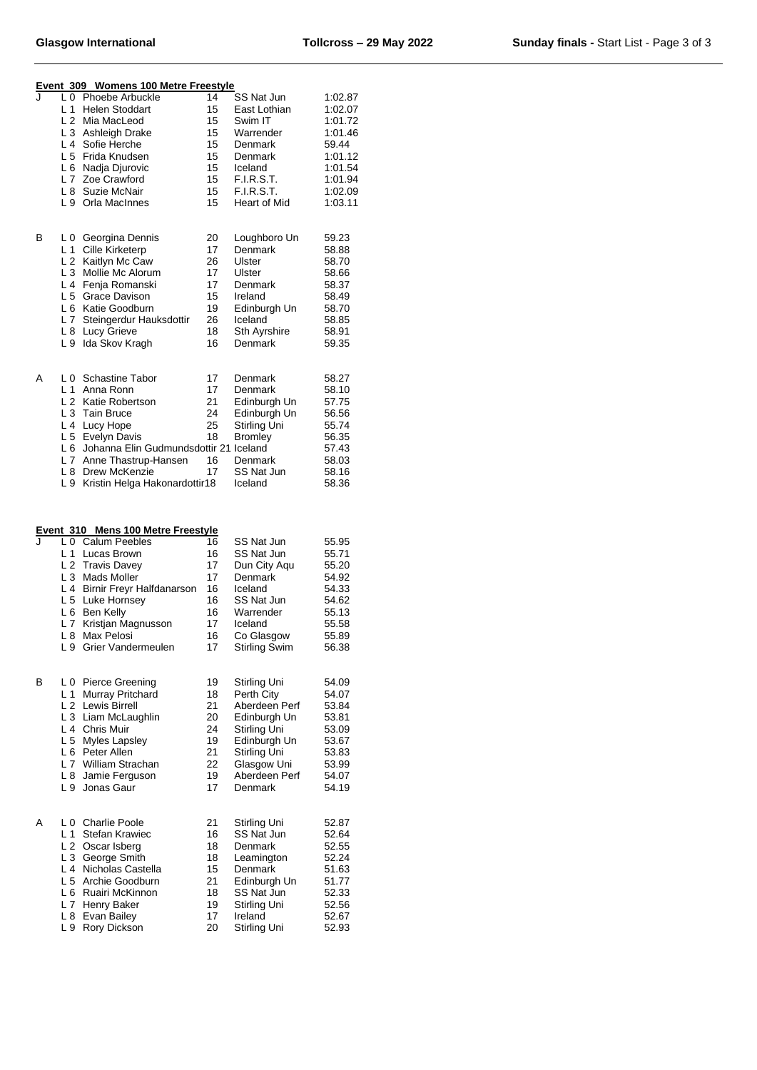## Event 309 Womens 100 Metre Freestyle

| | | | | | |
|---|---|---|---|---|---|
| J | L 0 | Phoebe Arbuckle | 14 | SS Nat Jun | 1:02.87 |
| | L 1 | Helen Stoddart | 15 | East Lothian | 1:02.07 |
| | L 2 | Mia MacLeod | 15 | Swim IT | 1:01.72 |
| | L 3 | Ashleigh Drake | 15 | Warrender | 1:01.46 |
| | L 4 | Sofie Herche | 15 | Denmark | 59.44 |
| | L 5 | Frida Knudsen | 15 | Denmark | 1:01.12 |
| | L 6 | Nadja Djurovic | 15 | Iceland | 1:01.54 |
| | L 7 | Zoe Crawford | 15 | F.I.R.S.T. | 1:01.94 |
| | L 8 | Suzie McNair | 15 | F.I.R.S.T. | 1:02.09 |
| | L 9 | Orla MacInnes | 15 | Heart of Mid | 1:03.11 |
| B | L 0 | Georgina Dennis | 20 | Loughboro Un | 59.23 |
| | L 1 | Cille Kirketerp | 17 | Denmark | 58.88 |
| | L 2 | Kaitlyn Mc Caw | 26 | Ulster | 58.70 |
| | L 3 | Mollie Mc Alorum | 17 | Ulster | 58.66 |
| | L 4 | Fenja Romanski | 17 | Denmark | 58.37 |
| | L 5 | Grace Davison | 15 | Ireland | 58.49 |
| | L 6 | Katie Goodburn | 19 | Edinburgh Un | 58.70 |
| | L 7 | Steingerdur Hauksdottir | 26 | Iceland | 58.85 |
| | L 8 | Lucy Grieve | 18 | Sth Ayrshire | 58.91 |
| | L 9 | Ida Skov Kragh | 16 | Denmark | 59.35 |
| A | L 0 | Schastine Tabor | 17 | Denmark | 58.27 |
| | L 1 | Anna Ronn | 17 | Denmark | 58.10 |
| | L 2 | Katie Robertson | 21 | Edinburgh Un | 57.75 |
| | L 3 | Tain Bruce | 24 | Edinburgh Un | 56.56 |
| | L 4 | Lucy Hope | 25 | Stirling Uni | 55.74 |
| | L 5 | Evelyn Davis | 18 | Bromley | 56.35 |
| | L 6 | Johanna Elin Gudmundsdottir | 21 | Iceland | 57.43 |
| | L 7 | Anne Thastrup-Hansen | 16 | Denmark | 58.03 |
| | L 8 | Drew McKenzie | 17 | SS Nat Jun | 58.16 |
| | L 9 | Kristin Helga Hakonardottir | 18 | Iceland | 58.36 |

## Event 310 Mens 100 Metre Freestyle

| | | | | | |
|---|---|---|---|---|---|
| J | L 0 | Calum Peebles | 16 | SS Nat Jun | 55.95 |
| | L 1 | Lucas Brown | 16 | SS Nat Jun | 55.71 |
| | L 2 | Travis Davey | 17 | Dun City Aqu | 55.20 |
| | L 3 | Mads Moller | 17 | Denmark | 54.92 |
| | L 4 | Birnir Freyr Halfdanarson | 16 | Iceland | 54.33 |
| | L 5 | Luke Hornsey | 16 | SS Nat Jun | 54.62 |
| | L 6 | Ben Kelly | 16 | Warrender | 55.13 |
| | L 7 | Kristjan Magnusson | 17 | Iceland | 55.58 |
| | L 8 | Max Pelosi | 16 | Co Glasgow | 55.89 |
| | L 9 | Grier Vandermeulen | 17 | Stirling Swim | 56.38 |
| B | L 0 | Pierce Greening | 19 | Stirling Uni | 54.09 |
| | L 1 | Murray Pritchard | 18 | Perth City | 54.07 |
| | L 2 | Lewis Birrell | 21 | Aberdeen Perf | 53.84 |
| | L 3 | Liam McLaughlin | 20 | Edinburgh Un | 53.81 |
| | L 4 | Chris Muir | 24 | Stirling Uni | 53.09 |
| | L 5 | Myles Lapsley | 19 | Edinburgh Un | 53.67 |
| | L 6 | Peter Allen | 21 | Stirling Uni | 53.83 |
| | L 7 | William Strachan | 22 | Glasgow Uni | 53.99 |
| | L 8 | Jamie Ferguson | 19 | Aberdeen Perf | 54.07 |
| | L 9 | Jonas Gaur | 17 | Denmark | 54.19 |
| A | L 0 | Charlie Poole | 21 | Stirling Uni | 52.87 |
| | L 1 | Stefan Krawiec | 16 | SS Nat Jun | 52.64 |
| | L 2 | Oscar Isberg | 18 | Denmark | 52.55 |
| | L 3 | George Smith | 18 | Leamington | 52.24 |
| | L 4 | Nicholas Castella | 15 | Denmark | 51.63 |
| | L 5 | Archie Goodburn | 21 | Edinburgh Un | 51.77 |
| | L 6 | Ruairi McKinnon | 18 | SS Nat Jun | 52.33 |
| | L 7 | Henry Baker | 19 | Stirling Uni | 52.56 |
| | L 8 | Evan Bailey | 17 | Ireland | 52.67 |
| | L 9 | Rory Dickson | 20 | Stirling Uni | 52.93 |